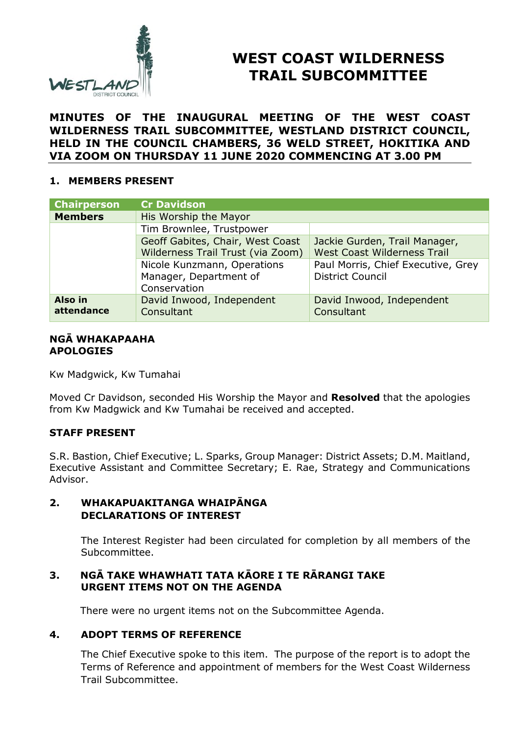# WEST COAST WILDERNESS TRAIL SUBCOMMITTEE

**MINUTES OF THE INAUGURAL MEETING OF THE WEST COAST WILDERNESS TRAIL SUBCOMMITTEE, WESTLAND DISTRICT COUNCIL, HELD IN THE COUNCIL CHAMBERS, 36 WELD STREET, HOKITIKA AND VIA ZOOM ON THURSDAY 11 JUNE 2020 COMMENCING AT 3.00 PM**

## 1. MEMBERS PRESENT

| Chairperson | Cr Davidson | |
|---|---|---|
| **Members** | His Worship the Mayor | |
| | Tim Brownlee, Trustpower | |
| | Geoff Gabites, Chair, West Coast Wilderness Trail Trust (via Zoom) | Jackie Gurden, Trail Manager, West Coast Wilderness Trail |
| | Nicole Kunzmann, Operations Manager, Department of Conservation | Paul Morris, Chief Executive, Grey District Council |
| **Also in attendance** | David Inwood, Independent Consultant | David Inwood, Independent Consultant |

**NGĀ WHAKAPAAHA**
**APOLOGIES**

Kw Madgwick, Kw Tumahai

Moved Cr Davidson, seconded His Worship the Mayor and **Resolved** that the apologies from Kw Madgwick and Kw Tumahai be received and accepted.

**STAFF PRESENT**

S.R. Bastion, Chief Executive; L. Sparks, Group Manager: District Assets; D.M. Maitland, Executive Assistant and Committee Secretary; E. Rae, Strategy and Communications Advisor.

## 2. WHAKAPUAKITANGA WHAIPĀNGA DECLARATIONS OF INTEREST

The Interest Register had been circulated for completion by all members of the Subcommittee.

## 3. NGĀ TAKE WHAWHATI TATA KĀORE I TE RĀRANGI TAKE URGENT ITEMS NOT ON THE AGENDA

There were no urgent items not on the Subcommittee Agenda.

## 4. ADOPT TERMS OF REFERENCE

The Chief Executive spoke to this item. The purpose of the report is to adopt the Terms of Reference and appointment of members for the West Coast Wilderness Trail Subcommittee.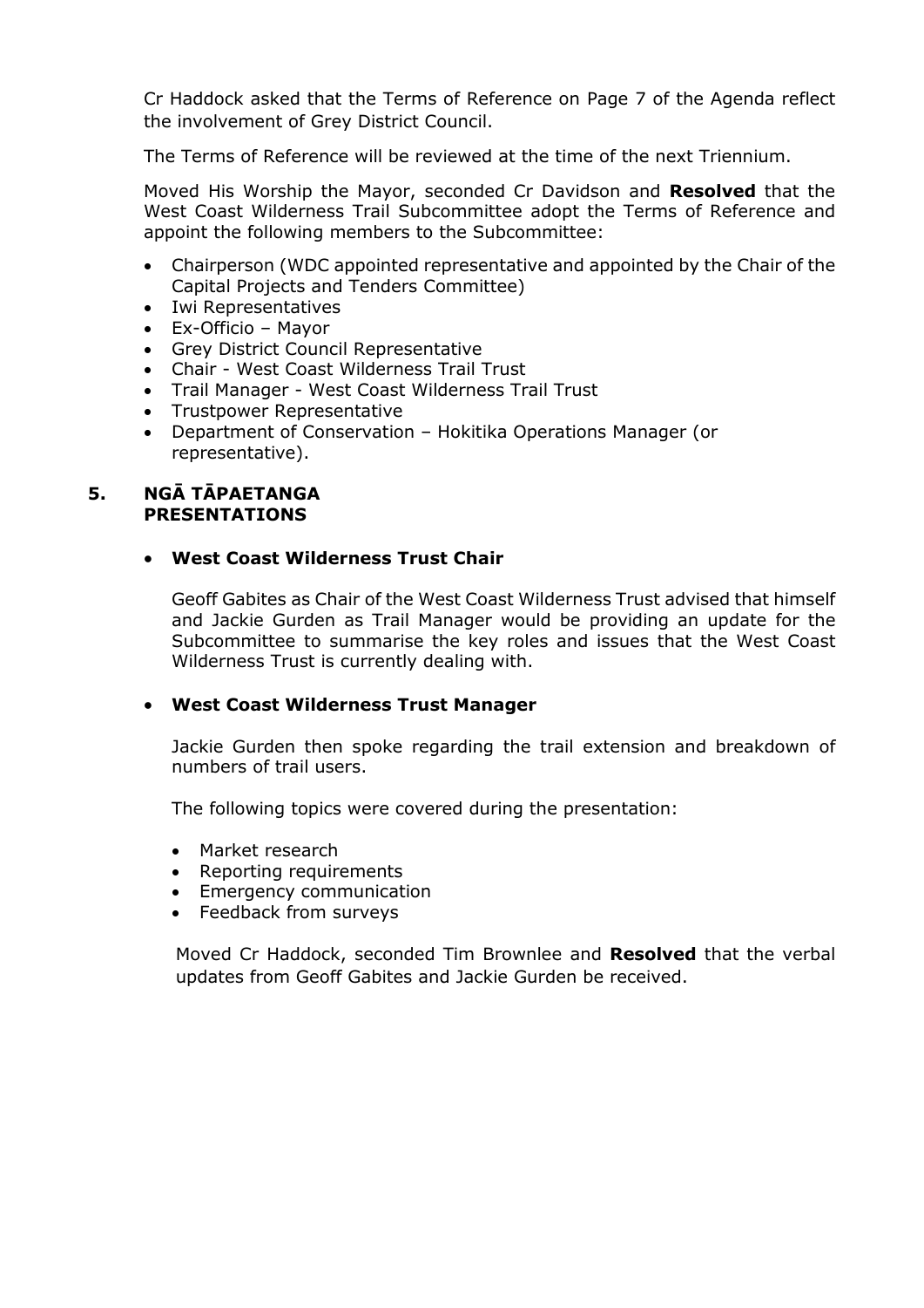Cr Haddock asked that the Terms of Reference on Page 7 of the Agenda reflect the involvement of Grey District Council.

The Terms of Reference will be reviewed at the time of the next Triennium.

Moved His Worship the Mayor, seconded Cr Davidson and **Resolved** that the West Coast Wilderness Trail Subcommittee adopt the Terms of Reference and appoint the following members to the Subcommittee:

- Chairperson (WDC appointed representative and appointed by the Chair of the Capital Projects and Tenders Committee)
- Iwi Representatives
- Ex-Officio – Mayor
- Grey District Council Representative
- Chair - West Coast Wilderness Trail Trust
- Trail Manager - West Coast Wilderness Trail Trust
- Trustpower Representative
- Department of Conservation – Hokitika Operations Manager (or representative).

## 5. NGĀ TĀPAETANGA PRESENTATIONS

- **West Coast Wilderness Trust Chair**

  Geoff Gabites as Chair of the West Coast Wilderness Trust advised that himself and Jackie Gurden as Trail Manager would be providing an update for the Subcommittee to summarise the key roles and issues that the West Coast Wilderness Trust is currently dealing with.

- **West Coast Wilderness Trust Manager**

  Jackie Gurden then spoke regarding the trail extension and breakdown of numbers of trail users.

  The following topics were covered during the presentation:

  - Market research
  - Reporting requirements
  - Emergency communication
  - Feedback from surveys

  Moved Cr Haddock, seconded Tim Brownlee and **Resolved** that the verbal updates from Geoff Gabites and Jackie Gurden be received.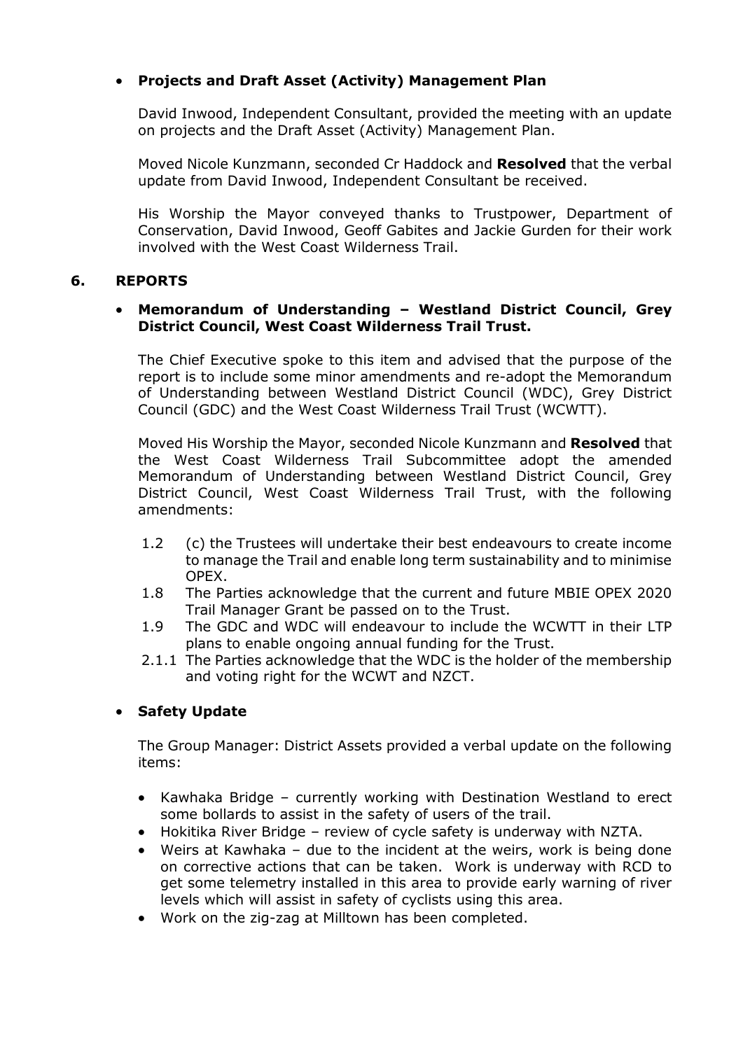- **Projects and Draft Asset (Activity) Management Plan**

  David Inwood, Independent Consultant, provided the meeting with an update on projects and the Draft Asset (Activity) Management Plan.

  Moved Nicole Kunzmann, seconded Cr Haddock and **Resolved** that the verbal update from David Inwood, Independent Consultant be received.

  His Worship the Mayor conveyed thanks to Trustpower, Department of Conservation, David Inwood, Geoff Gabites and Jackie Gurden for their work involved with the West Coast Wilderness Trail.

## 6. REPORTS

- **Memorandum of Understanding – Westland District Council, Grey District Council, West Coast Wilderness Trail Trust.**

  The Chief Executive spoke to this item and advised that the purpose of the report is to include some minor amendments and re-adopt the Memorandum of Understanding between Westland District Council (WDC), Grey District Council (GDC) and the West Coast Wilderness Trail Trust (WCWTT).

  Moved His Worship the Mayor, seconded Nicole Kunzmann and **Resolved** that the West Coast Wilderness Trail Subcommittee adopt the amended Memorandum of Understanding between Westland District Council, Grey District Council, West Coast Wilderness Trail Trust, with the following amendments:

  1.2 (c) the Trustees will undertake their best endeavours to create income to manage the Trail and enable long term sustainability and to minimise OPEX.

  1.8 The Parties acknowledge that the current and future MBIE OPEX 2020 Trail Manager Grant be passed on to the Trust.

  1.9 The GDC and WDC will endeavour to include the WCWTT in their LTP plans to enable ongoing annual funding for the Trust.

  2.1.1 The Parties acknowledge that the WDC is the holder of the membership and voting right for the WCWT and NZCT.

- **Safety Update**

  The Group Manager: District Assets provided a verbal update on the following items:

  - Kawhaka Bridge – currently working with Destination Westland to erect some bollards to assist in the safety of users of the trail.
  - Hokitika River Bridge – review of cycle safety is underway with NZTA.
  - Weirs at Kawhaka – due to the incident at the weirs, work is being done on corrective actions that can be taken. Work is underway with RCD to get some telemetry installed in this area to provide early warning of river levels which will assist in safety of cyclists using this area.
  - Work on the zig-zag at Milltown has been completed.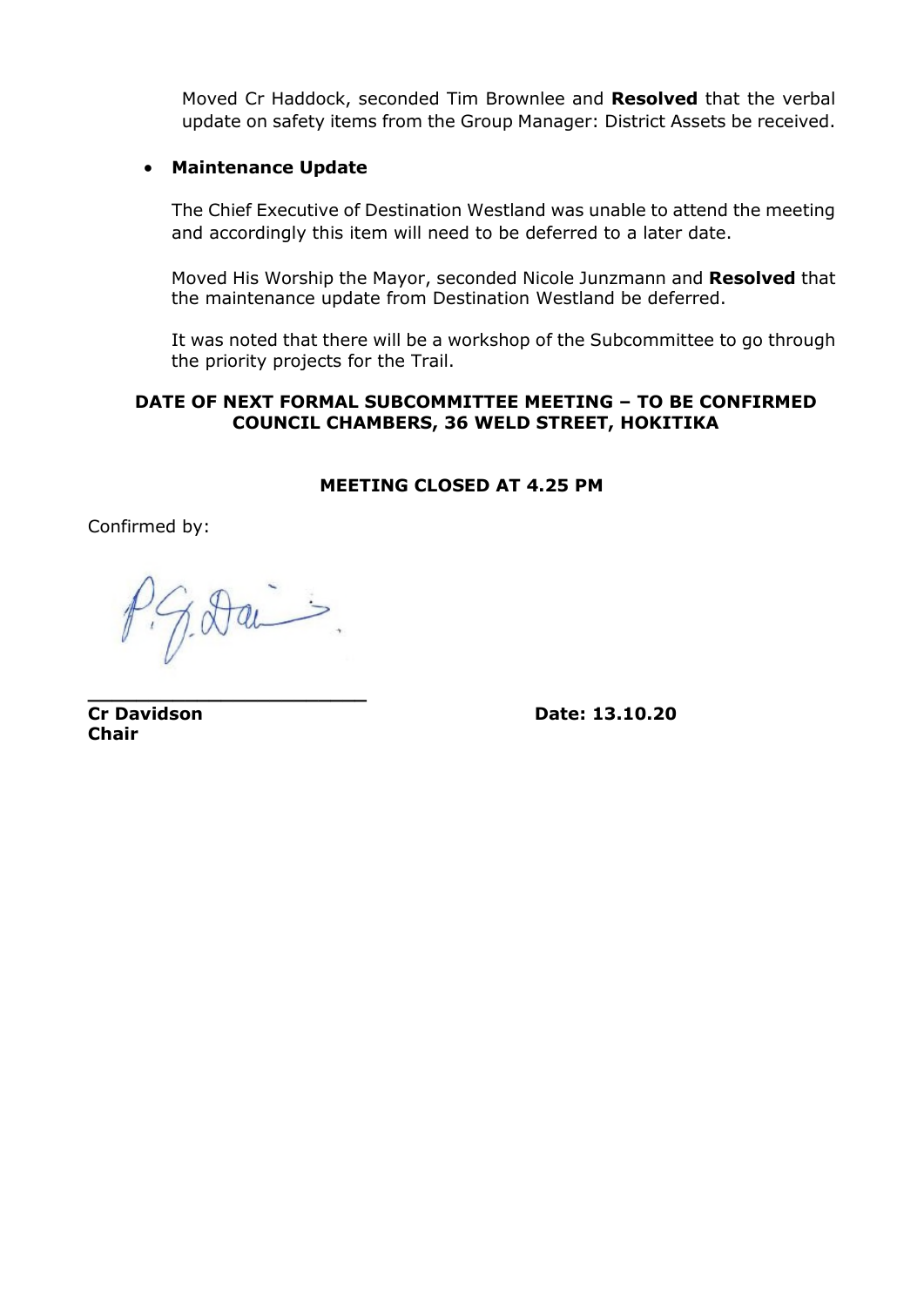Moved Cr Haddock, seconded Tim Brownlee and **Resolved** that the verbal update on safety items from the Group Manager: District Assets be received.

- **Maintenance Update**

  The Chief Executive of Destination Westland was unable to attend the meeting and accordingly this item will need to be deferred to a later date.

  Moved His Worship the Mayor, seconded Nicole Junzmann and **Resolved** that the maintenance update from Destination Westland be deferred.

  It was noted that there will be a workshop of the Subcommittee to go through the priority projects for the Trail.

**DATE OF NEXT FORMAL SUBCOMMITTEE MEETING – TO BE CONFIRMED**
**COUNCIL CHAMBERS, 36 WELD STREET, HOKITIKA**

**MEETING CLOSED AT 4.25 PM**

Confirmed by:

**Cr Davidson**
**Chair**

**Date: 13.10.20**